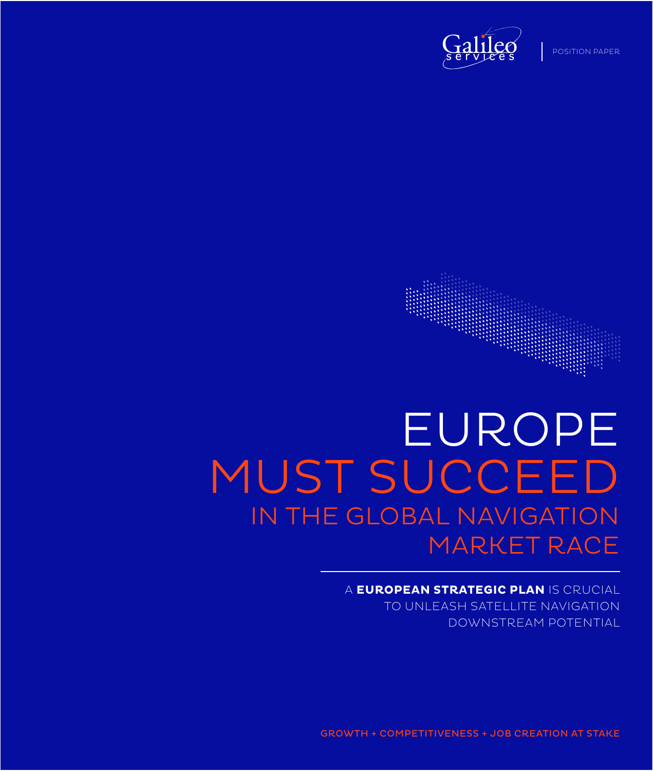Galileo services | POSITION PAPER

# EUROPE MUST SUCCEED IN THE GLOBAL NAVIGATION MARKET RACE

A **EUROPEAN STRATEGIC PLAN** IS CRUCIAL TO UNLEASH SATELLITE NAVIGATION DOWNSTREAM POTENTIAL

GROWTH + COMPETITIVENESS + JOB CREATION AT STAKE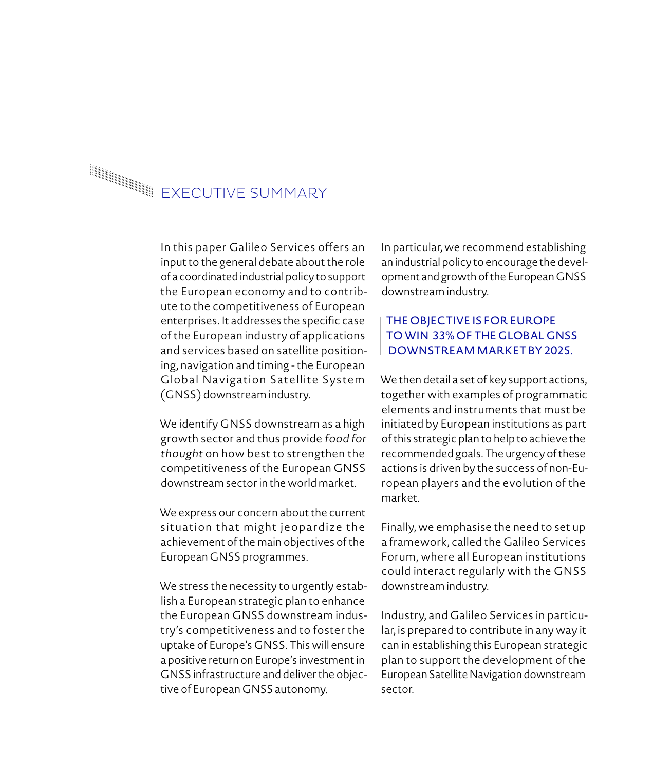# EXECUTIVE SUMMARY

In this paper Galileo Services offers an input to the general debate about the role of a coordinated industrial policy to support the European economy and to contribute to the competitiveness of European enterprises. It addresses the specific case of the European industry of applications and services based on satellite positioning, navigation and timing - the European Global Navigation Satellite System (GNSS) downstream industry.

We identify GNSS downstream as a high growth sector and thus provide *food for thought* on how best to strengthen the competitiveness of the European GNSS downstream sector in the world market.

We express our concern about the current situation that might jeopardize the achievement of the main objectives of the European GNSS programmes.

We stress the necessity to urgently establish a European strategic plan to enhance the European GNSS downstream industry's competitiveness and to foster the uptake of Europe's GNSS. This will ensure a positive return on Europe's investment in GNSS infrastructure and deliver the objective of European GNSS autonomy.

In particular, we recommend establishing an industrial policy to encourage the development and growth of the European GNSS downstream industry.

> THE OBJECTIVE IS FOR EUROPE TO WIN 33% OF THE GLOBAL GNSS DOWNSTREAM MARKET BY 2025.

We then detail a set of key support actions, together with examples of programmatic elements and instruments that must be initiated by European institutions as part of this strategic plan to help to achieve the recommended goals. The urgency of these actions is driven by the success of non-European players and the evolution of the market.

Finally, we emphasise the need to set up a framework, called the Galileo Services Forum, where all European institutions could interact regularly with the GNSS downstream industry.

Industry, and Galileo Services in particular, is prepared to contribute in any way it can in establishing this European strategic plan to support the development of the European Satellite Navigation downstream sector.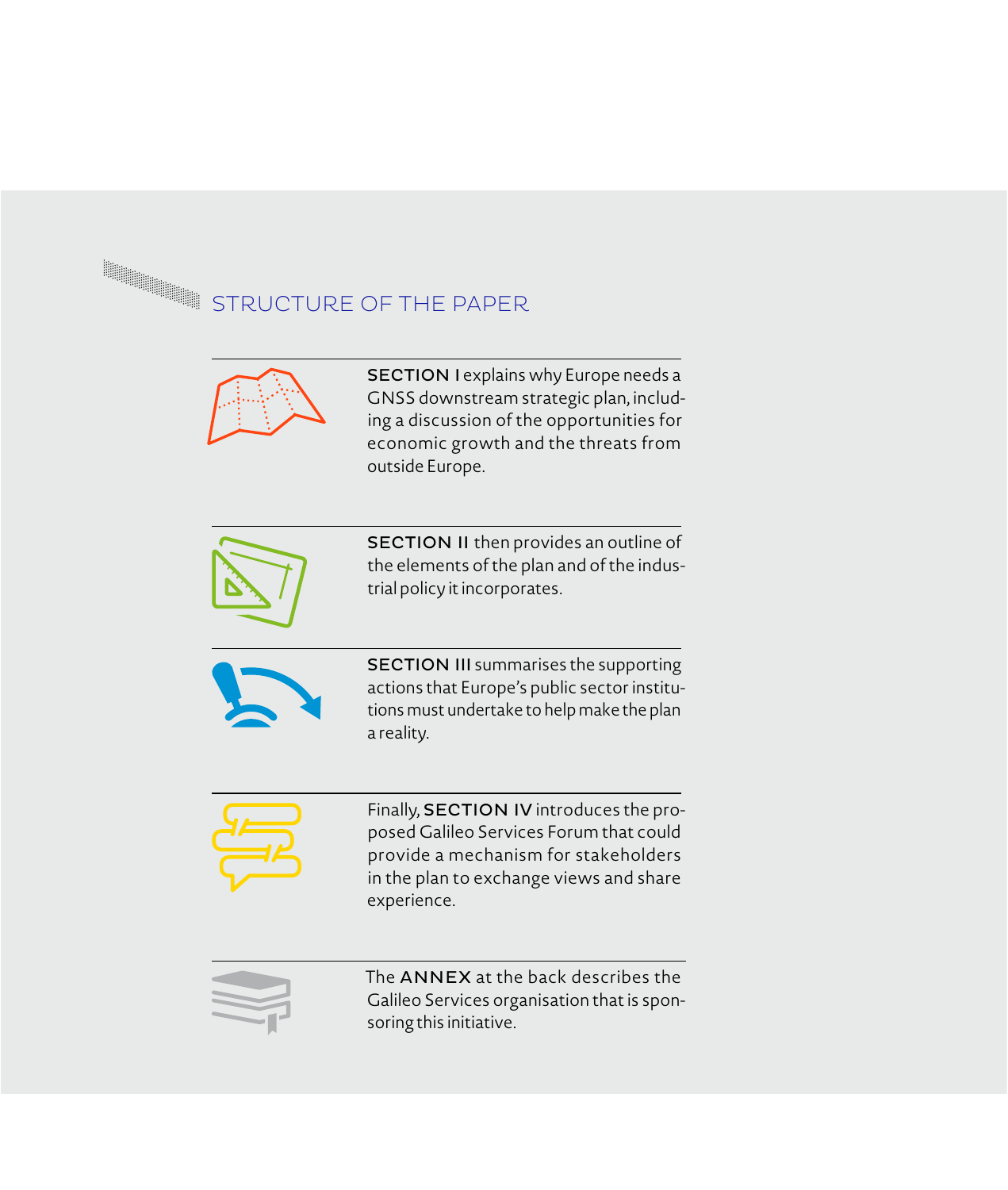## STRUCTURE OF THE PAPER

**SECTION I** explains why Europe needs a GNSS downstream strategic plan, including a discussion of the opportunities for economic growth and the threats from outside Europe.

**SECTION II** then provides an outline of the elements of the plan and of the industrial policy it incorporates.

**SECTION III** summarises the supporting actions that Europe's public sector institutions must undertake to help make the plan a reality.

Finally, **SECTION IV** introduces the proposed Galileo Services Forum that could provide a mechanism for stakeholders in the plan to exchange views and share experience.

The **ANNEX** at the back describes the Galileo Services organisation that is sponsoring this initiative.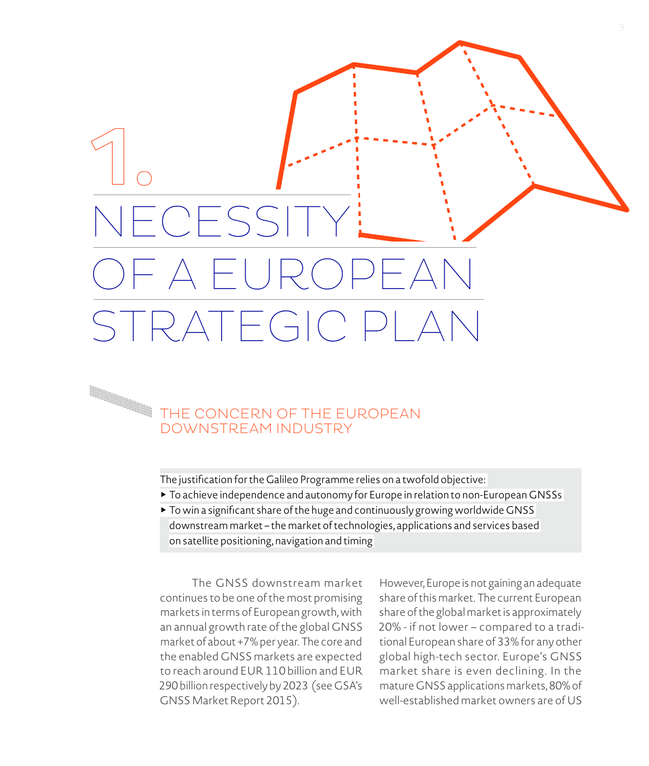# 1. NECESSITY OF A EUROPEAN STRATEGIC PLAN

## THE CONCERN OF THE EUROPEAN DOWNSTREAM INDUSTRY

The justification for the Galileo Programme relies on a twofold objective:

- To achieve independence and autonomy for Europe in relation to non-European GNSSs
- To win a significant share of the huge and continuously growing worldwide GNSS downstream market – the market of technologies, applications and services based on satellite positioning, navigation and timing

The GNSS downstream market continues to be one of the most promising markets in terms of European growth, with an annual growth rate of the global GNSS market of about +7% per year. The core and the enabled GNSS markets are expected to reach around EUR 110 billion and EUR 290 billion respectively by 2023 (see GSA's GNSS Market Report 2015).

However, Europe is not gaining an adequate share of this market. The current European share of the global market is approximately 20% - if not lower – compared to a traditional European share of 33% for any other global high-tech sector. Europe's GNSS market share is even declining. In the mature GNSS applications markets, 80% of well-established market owners are of US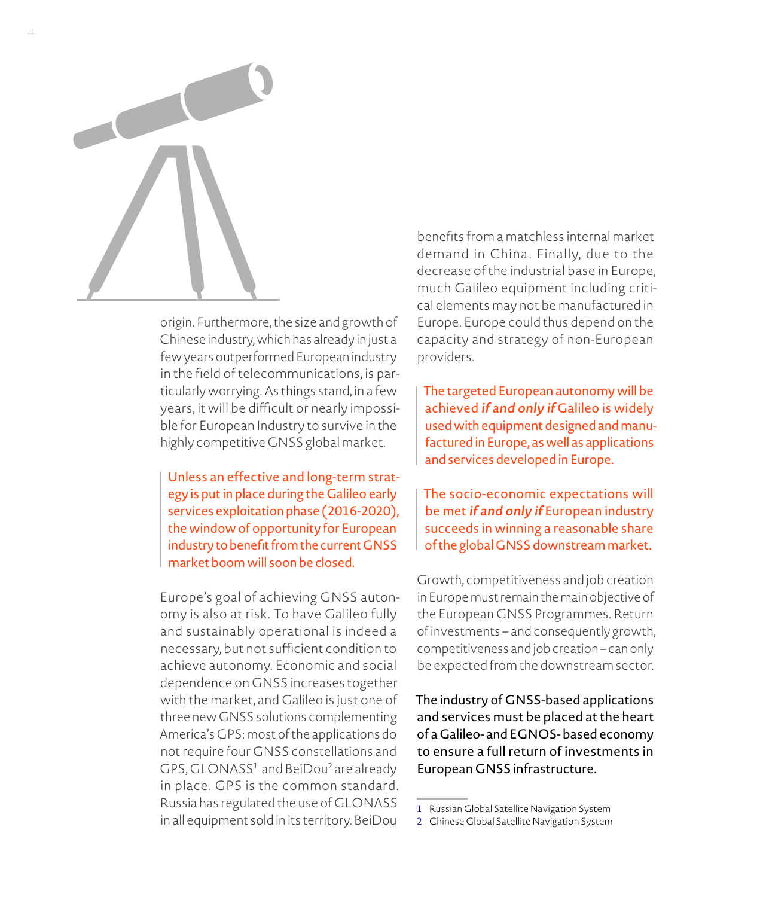origin. Furthermore, the size and growth of Chinese industry, which has already in just a few years outperformed European industry in the field of telecommunications, is particularly worrying. As things stand, in a few years, it will be difficult or nearly impossible for European Industry to survive in the highly competitive GNSS global market.

> Unless an effective and long-term strategy is put in place during the Galileo early services exploitation phase (2016-2020), the window of opportunity for European industry to benefit from the current GNSS market boom will soon be closed.

Europe's goal of achieving GNSS autonomy is also at risk. To have Galileo fully and sustainably operational is indeed a necessary, but not sufficient condition to achieve autonomy. Economic and social dependence on GNSS increases together with the market, and Galileo is just one of three new GNSS solutions complementing America's GPS: most of the applications do not require four GNSS constellations and GPS, GLONASS[1] and BeiDou[2] are already in place. GPS is the common standard. Russia has regulated the use of GLONASS in all equipment sold in its territory. BeiDou benefits from a matchless internal market demand in China. Finally, due to the decrease of the industrial base in Europe, much Galileo equipment including critical elements may not be manufactured in Europe. Europe could thus depend on the capacity and strategy of non-European providers.

> The targeted European autonomy will be achieved ***if and only if*** Galileo is widely used with equipment designed and manufactured in Europe, as well as applications and services developed in Europe.

> The socio-economic expectations will be met ***if and only if*** European industry succeeds in winning a reasonable share of the global GNSS downstream market.

Growth, competitiveness and job creation in Europe must remain the main objective of the European GNSS Programmes. Return of investments – and consequently growth, competitiveness and job creation – can only be expected from the downstream sector.

The industry of GNSS-based applications and services must be placed at the heart of a Galileo- and EGNOS- based economy to ensure a full return of investments in European GNSS infrastructure.

1 Russian Global Satellite Navigation System
2 Chinese Global Satellite Navigation System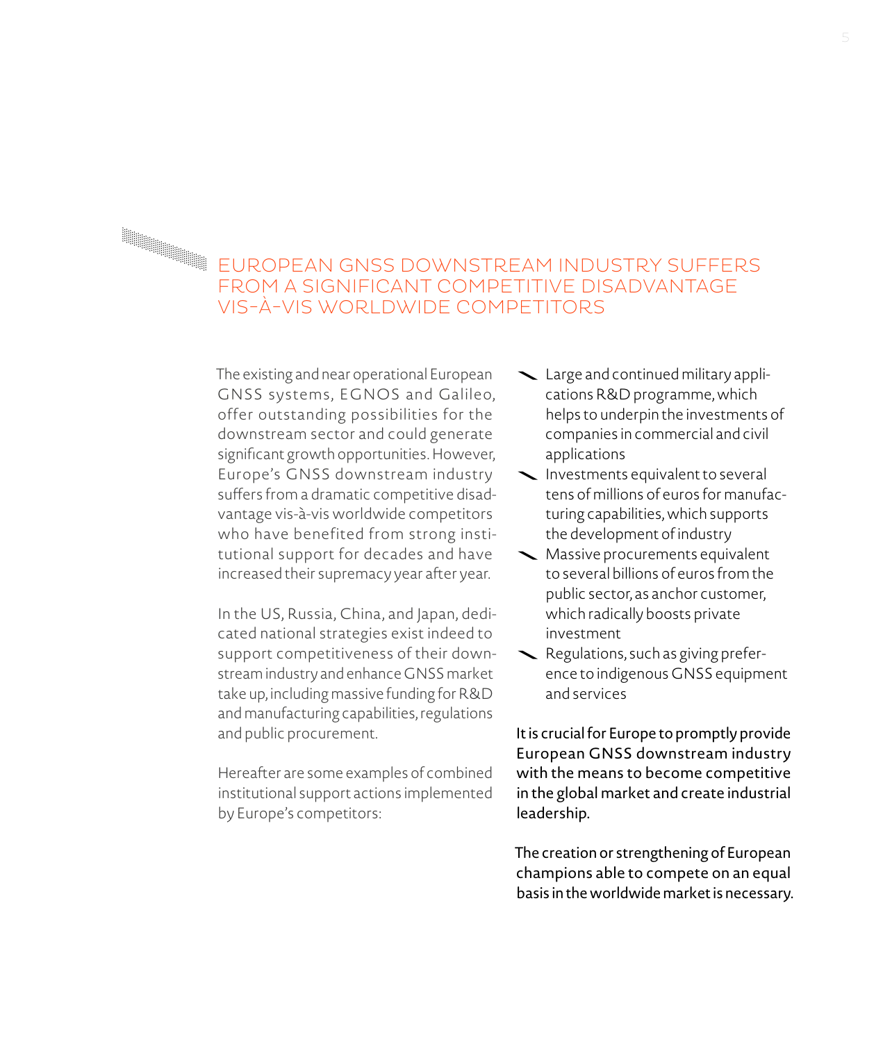## EUROPEAN GNSS DOWNSTREAM INDUSTRY SUFFERS FROM A SIGNIFICANT COMPETITIVE DISADVANTAGE VIS-À-VIS WORLDWIDE COMPETITORS

The existing and near operational European GNSS systems, EGNOS and Galileo, offer outstanding possibilities for the downstream sector and could generate significant growth opportunities. However, Europe's GNSS downstream industry suffers from a dramatic competitive disadvantage vis-à-vis worldwide competitors who have benefited from strong institutional support for decades and have increased their supremacy year after year.

In the US, Russia, China, and Japan, dedicated national strategies exist indeed to support competitiveness of their downstream industry and enhance GNSS market take up, including massive funding for R&D and manufacturing capabilities, regulations and public procurement.

Hereafter are some examples of combined institutional support actions implemented by Europe's competitors:

- Large and continued military applications R&D programme, which helps to underpin the investments of companies in commercial and civil applications
- Investments equivalent to several tens of millions of euros for manufacturing capabilities, which supports the development of industry
- Massive procurements equivalent to several billions of euros from the public sector, as anchor customer, which radically boosts private investment
- Regulations, such as giving preference to indigenous GNSS equipment and services

It is crucial for Europe to promptly provide European GNSS downstream industry with the means to become competitive in the global market and create industrial leadership.

The creation or strengthening of European champions able to compete on an equal basis in the worldwide market is necessary.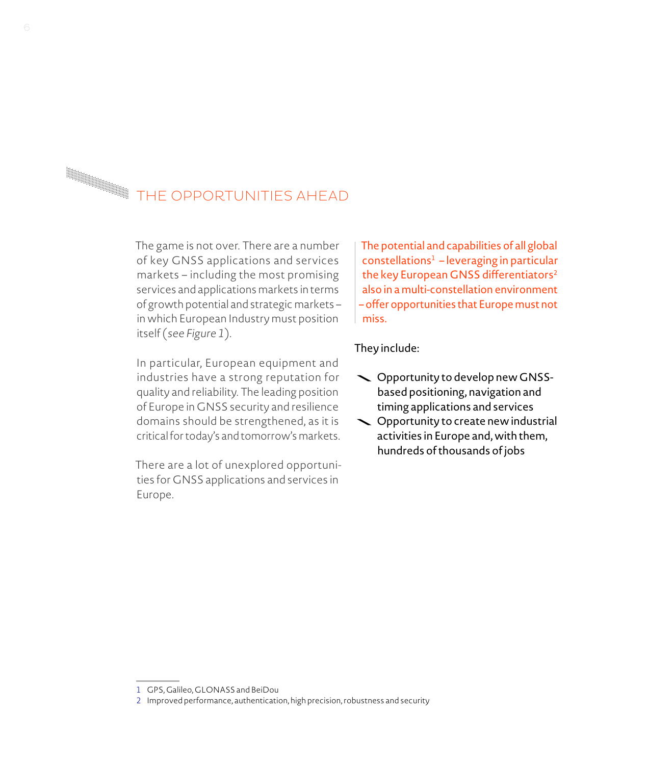## THE OPPORTUNITIES AHEAD

The game is not over. There are a number of key GNSS applications and services markets – including the most promising services and applications markets in terms of growth potential and strategic markets – in which European Industry must position itself (*see Figure 1*).

In particular, European equipment and industries have a strong reputation for quality and reliability. The leading position of Europe in GNSS security and resilience domains should be strengthened, as it is critical for today's and tomorrow's markets.

There are a lot of unexplored opportunities for GNSS applications and services in Europe.

The potential and capabilities of all global constellations[1] – leveraging in particular the key European GNSS differentiators[2] also in a multi-constellation environment – offer opportunities that Europe must not miss.

They include:

- Opportunity to develop new GNSS-based positioning, navigation and timing applications and services
- Opportunity to create new industrial activities in Europe and, with them, hundreds of thousands of jobs

1 GPS, Galileo, GLONASS and BeiDou
2 Improved performance, authentication, high precision, robustness and security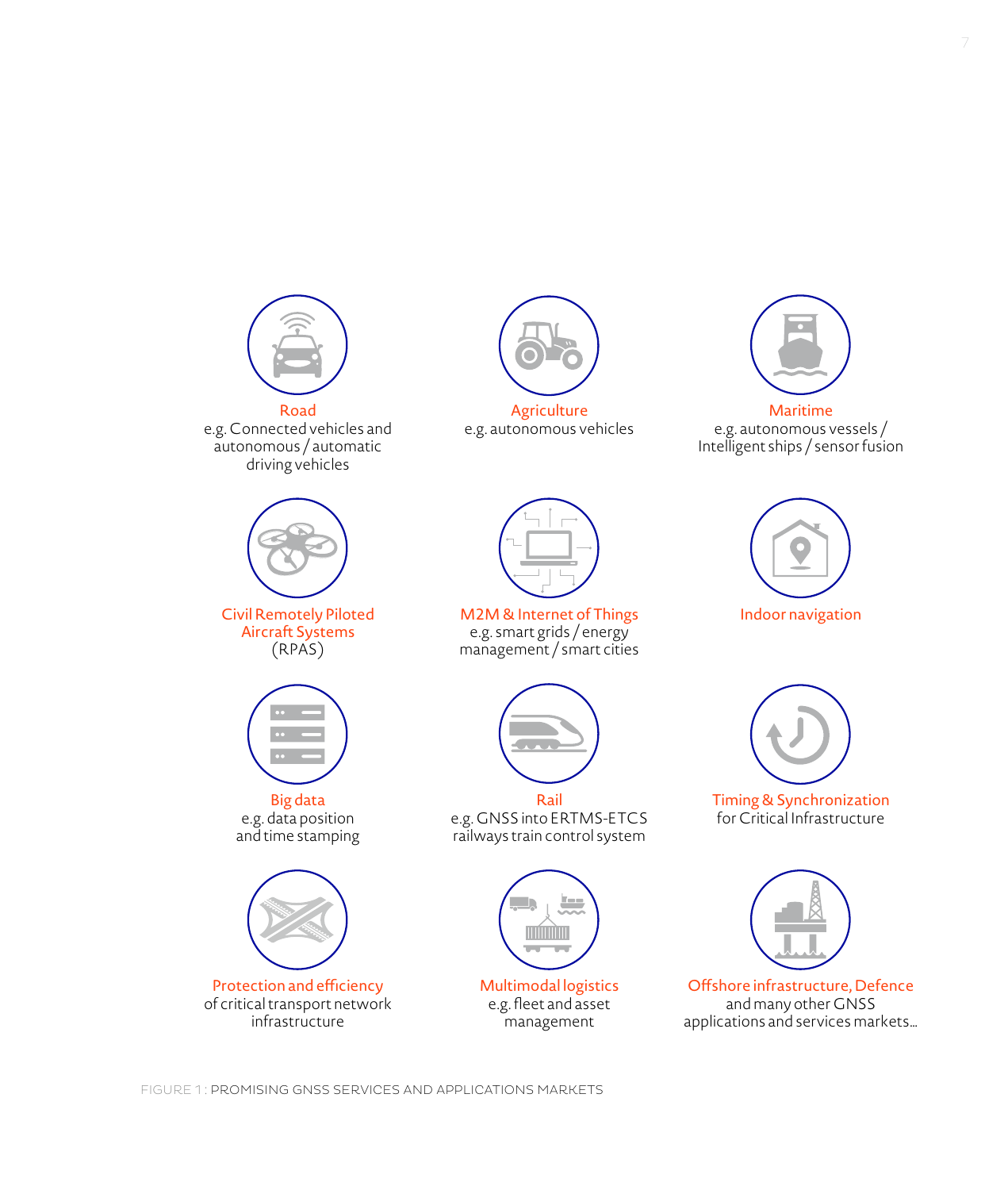**Road**
e.g. Connected vehicles and autonomous / automatic driving vehicles

**Agriculture**
e.g. autonomous vehicles

**Maritime**
e.g. autonomous vessels / Intelligent ships / sensor fusion

**Civil Remotely Piloted Aircraft Systems**
(RPAS)

**M2M & Internet of Things**
e.g. smart grids / energy management / smart cities

**Indoor navigation**

**Big data**
e.g. data position and time stamping

**Rail**
e.g. GNSS into ERTMS-ETCS railways train control system

**Timing & Synchronization**
for Critical Infrastructure

**Protection and efficiency**
of critical transport network infrastructure

**Multimodal logistics**
e.g. fleet and asset management

**Offshore infrastructure, Defence**
and many other GNSS applications and services markets...

FIGURE 1 : PROMISING GNSS SERVICES AND APPLICATIONS MARKETS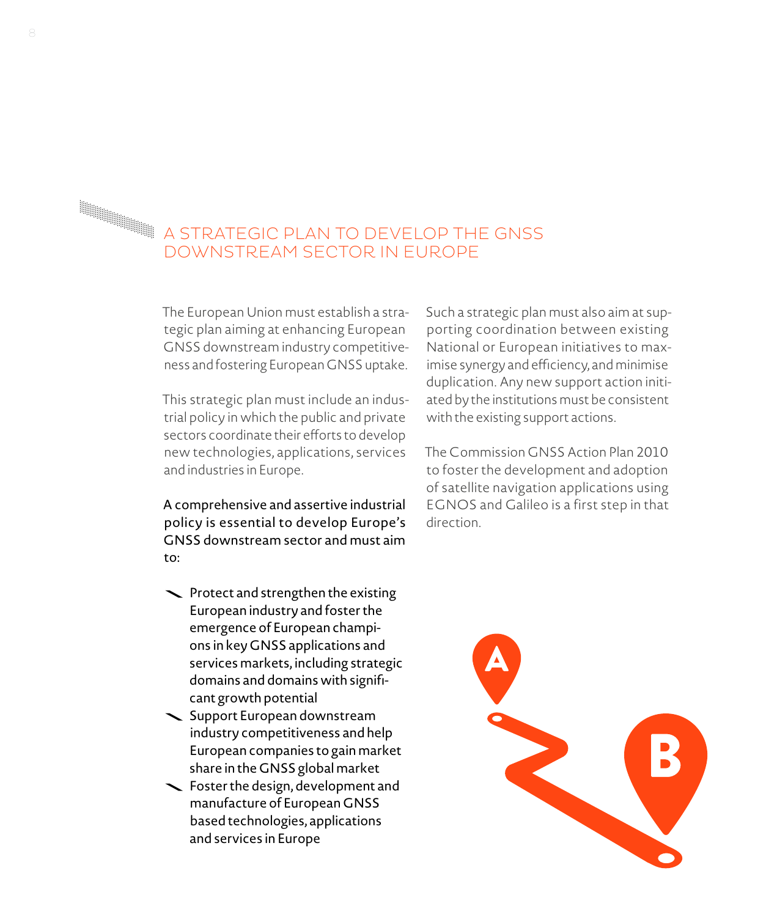# A STRATEGIC PLAN TO DEVELOP THE GNSS DOWNSTREAM SECTOR IN EUROPE

The European Union must establish a strategic plan aiming at enhancing European GNSS downstream industry competitiveness and fostering European GNSS uptake.

This strategic plan must include an industrial policy in which the public and private sectors coordinate their efforts to develop new technologies, applications, services and industries in Europe.

A comprehensive and assertive industrial policy is essential to develop Europe's GNSS downstream sector and must aim to:

- Protect and strengthen the existing European industry and foster the emergence of European champions in key GNSS applications and services markets, including strategic domains and domains with significant growth potential
- Support European downstream industry competitiveness and help European companies to gain market share in the GNSS global market
- Foster the design, development and manufacture of European GNSS based technologies, applications and services in Europe

Such a strategic plan must also aim at supporting coordination between existing National or European initiatives to maximise synergy and efficiency, and minimise duplication. Any new support action initiated by the institutions must be consistent with the existing support actions.

The Commission GNSS Action Plan 2010 to foster the development and adoption of satellite navigation applications using EGNOS and Galileo is a first step in that direction.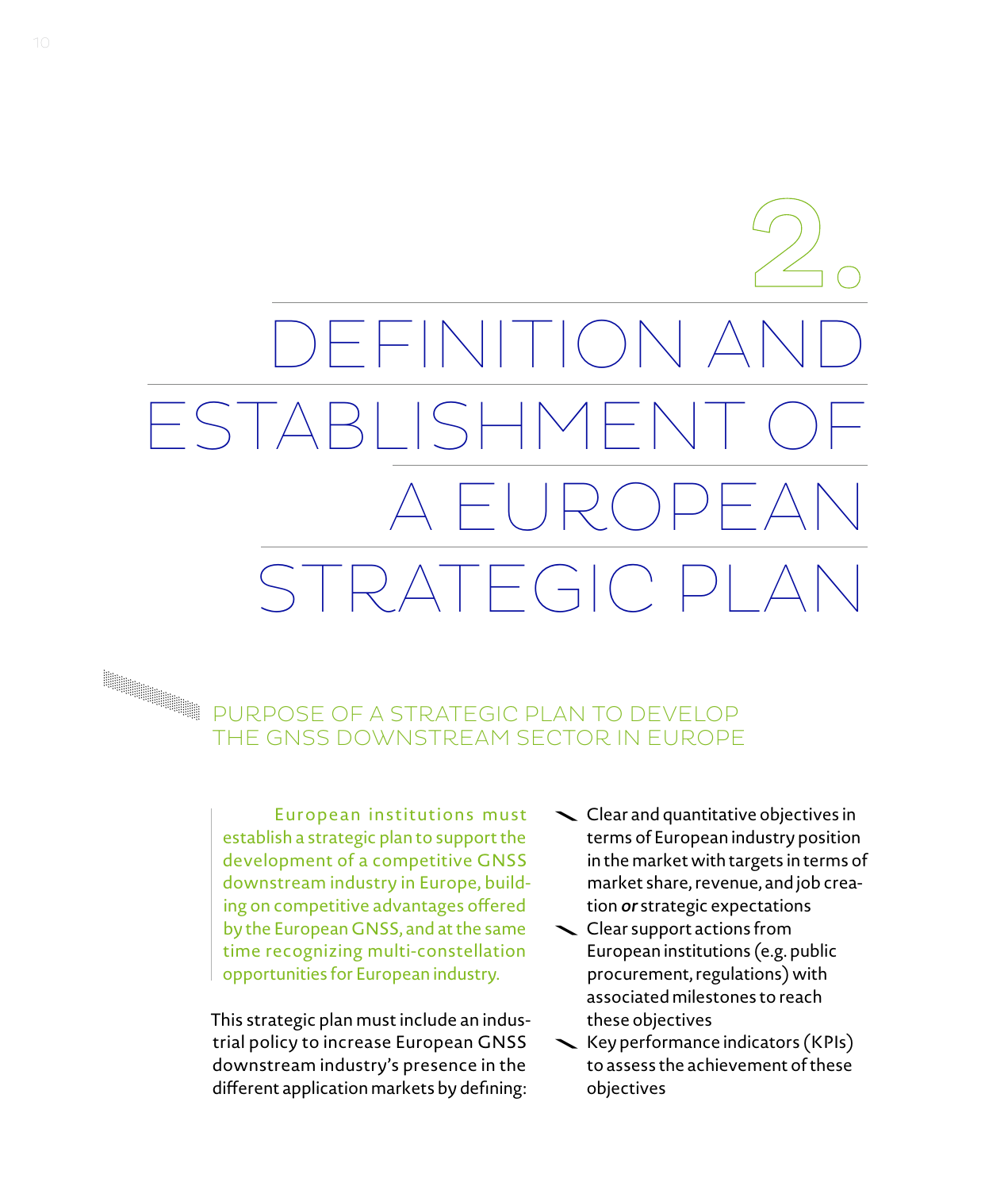# 2. DEFINITION AND ESTABLISHMENT OF A EUROPEAN STRATEGIC PLAN

## PURPOSE OF A STRATEGIC PLAN TO DEVELOP THE GNSS DOWNSTREAM SECTOR IN EUROPE

European institutions must establish a strategic plan to support the development of a competitive GNSS downstream industry in Europe, building on competitive advantages offered by the European GNSS, and at the same time recognizing multi-constellation opportunities for European industry.

This strategic plan must include an industrial policy to increase European GNSS downstream industry's presence in the different application markets by defining:

- Clear and quantitative objectives in terms of European industry position in the market with targets in terms of market share, revenue, and job creation ***or*** strategic expectations
- Clear support actions from European institutions (e.g. public procurement, regulations) with associated milestones to reach these objectives
- Key performance indicators (KPIs) to assess the achievement of these objectives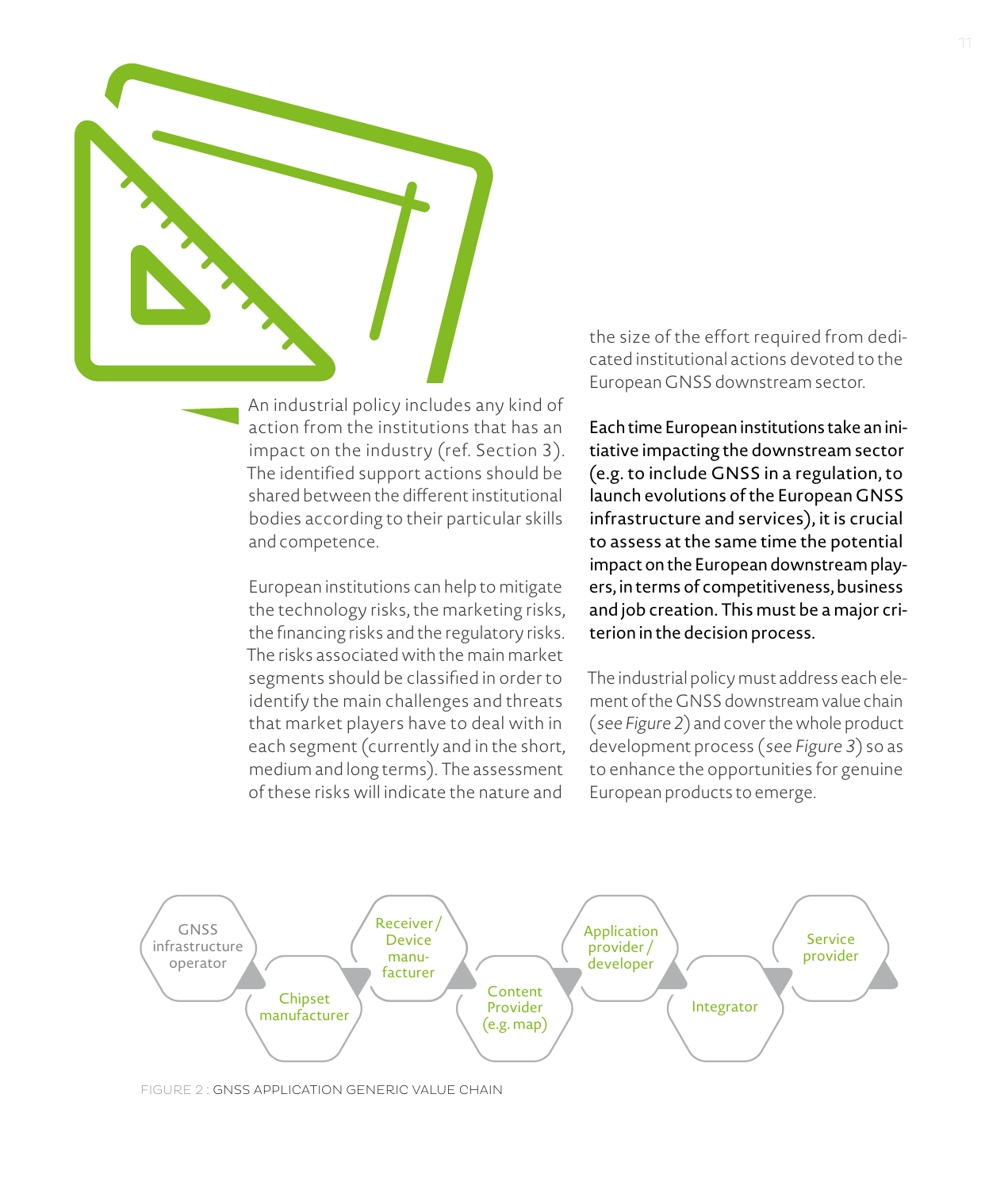An industrial policy includes any kind of action from the institutions that has an impact on the industry (ref. Section 3). The identified support actions should be shared between the different institutional bodies according to their particular skills and competence.

European institutions can help to mitigate the technology risks, the marketing risks, the financing risks and the regulatory risks. The risks associated with the main market segments should be classified in order to identify the main challenges and threats that market players have to deal with in each segment (currently and in the short, medium and long terms). The assessment of these risks will indicate the nature and the size of the effort required from dedicated institutional actions devoted to the European GNSS downstream sector.

**Each time European institutions take an initiative impacting the downstream sector (e.g. to include GNSS in a regulation, to launch evolutions of the European GNSS infrastructure and services), it is crucial to assess at the same time the potential impact on the European downstream players, in terms of competitiveness, business and job creation. This must be a major criterion in the decision process.**

The industrial policy must address each element of the GNSS downstream value chain (*see Figure 2*) and cover the whole product development process (*see Figure 3*) so as to enhance the opportunities for genuine European products to emerge.

GNSS infrastructure operator → Chipset manufacturer → Receiver / Device manufacturer → Content Provider (e.g. map) → Application provider / developer → Integrator → Service provider

FIGURE 2 : GNSS APPLICATION GENERIC VALUE CHAIN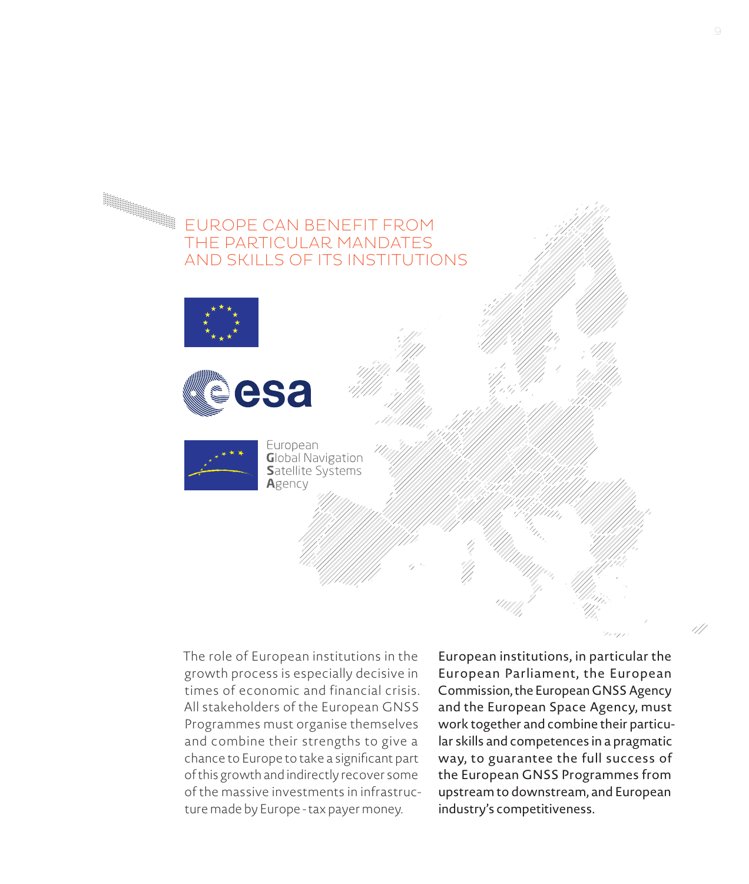## EUROPE CAN BENEFIT FROM THE PARTICULAR MANDATES AND SKILLS OF ITS INSTITUTIONS

European Global Navigation Satellite Systems Agency

The role of European institutions in the growth process is especially decisive in times of economic and financial crisis. All stakeholders of the European GNSS Programmes must organise themselves and combine their strengths to give a chance to Europe to take a significant part of this growth and indirectly recover some of the massive investments in infrastructure made by Europe - tax payer money.

European institutions, in particular the European Parliament, the European Commission, the European GNSS Agency and the European Space Agency, must work together and combine their particular skills and competences in a pragmatic way, to guarantee the full success of the European GNSS Programmes from upstream to downstream, and European industry's competitiveness.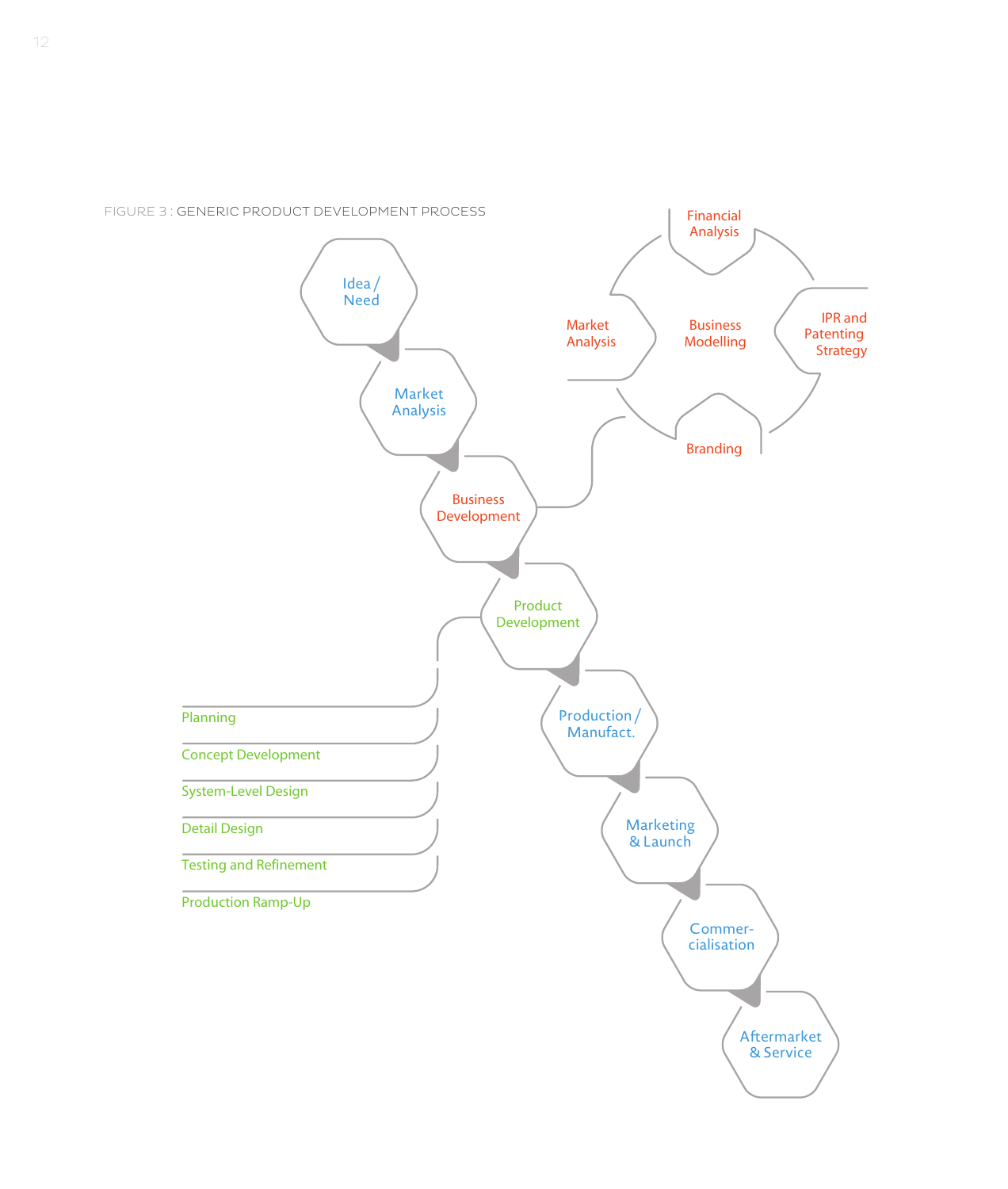FIGURE 3 : GENERIC PRODUCT DEVELOPMENT PROCESS

- Idea / Need
- Market Analysis
- Business Development
  - Financial Analysis
  - Market Analysis
  - Business Modelling
  - IPR and Patenting Strategy
  - Branding
- Product Development
  - Planning
  - Concept Development
  - System-Level Design
  - Detail Design
  - Testing and Refinement
  - Production Ramp-Up
- Production / Manufact.
- Marketing & Launch
- Commer-cialisation
- Aftermarket & Service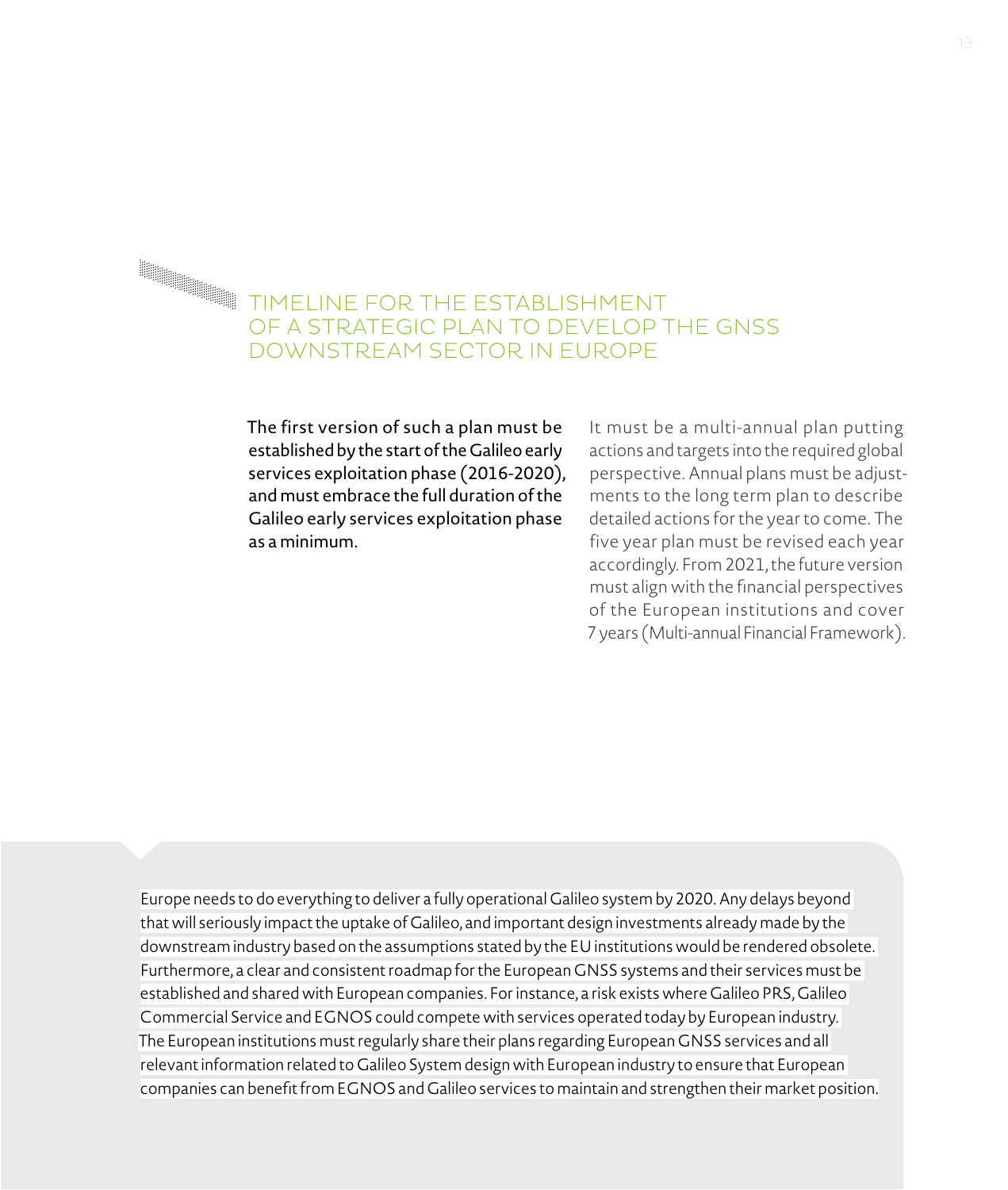## TIMELINE FOR THE ESTABLISHMENT OF A STRATEGIC PLAN TO DEVELOP THE GNSS DOWNSTREAM SECTOR IN EUROPE

**The first version of such a plan must be established by the start of the Galileo early services exploitation phase (2016-2020), and must embrace the full duration of the Galileo early services exploitation phase as a minimum.**

It must be a multi-annual plan putting actions and targets into the required global perspective. Annual plans must be adjustments to the long term plan to describe detailed actions for the year to come. The five year plan must be revised each year accordingly. From 2021, the future version must align with the financial perspectives of the European institutions and cover 7 years (Multi-annual Financial Framework).

Europe needs to do everything to deliver a fully operational Galileo system by 2020. Any delays beyond that will seriously impact the uptake of Galileo, and important design investments already made by the downstream industry based on the assumptions stated by the EU institutions would be rendered obsolete. Furthermore, a clear and consistent roadmap for the European GNSS systems and their services must be established and shared with European companies. For instance, a risk exists where Galileo PRS, Galileo Commercial Service and EGNOS could compete with services operated today by European industry. The European institutions must regularly share their plans regarding European GNSS services and all relevant information related to Galileo System design with European industry to ensure that European companies can benefit from EGNOS and Galileo services to maintain and strengthen their market position.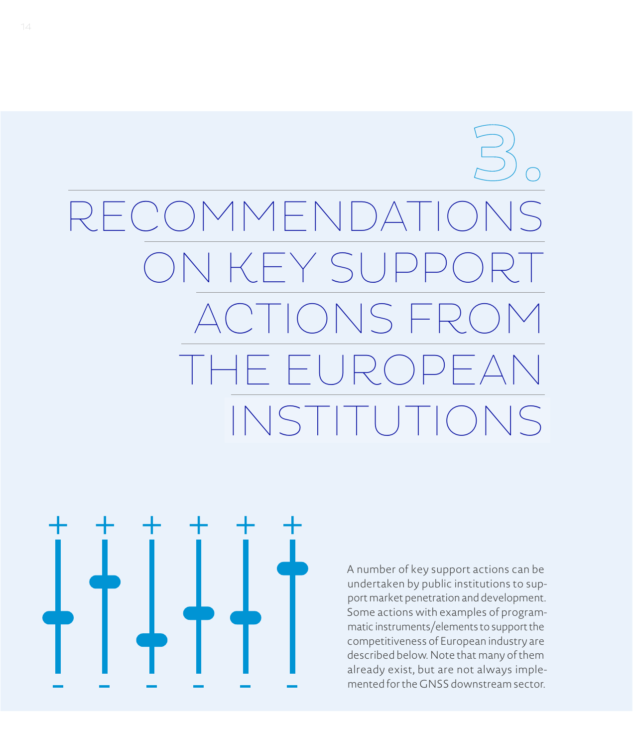# 3. RECOMMENDATIONS ON KEY SUPPORT ACTIONS FROM THE EUROPEAN INSTITUTIONS

A number of key support actions can be undertaken by public institutions to support market penetration and development. Some actions with examples of programmatic instruments/elements to support the competitiveness of European industry are described below. Note that many of them already exist, but are not always implemented for the GNSS downstream sector.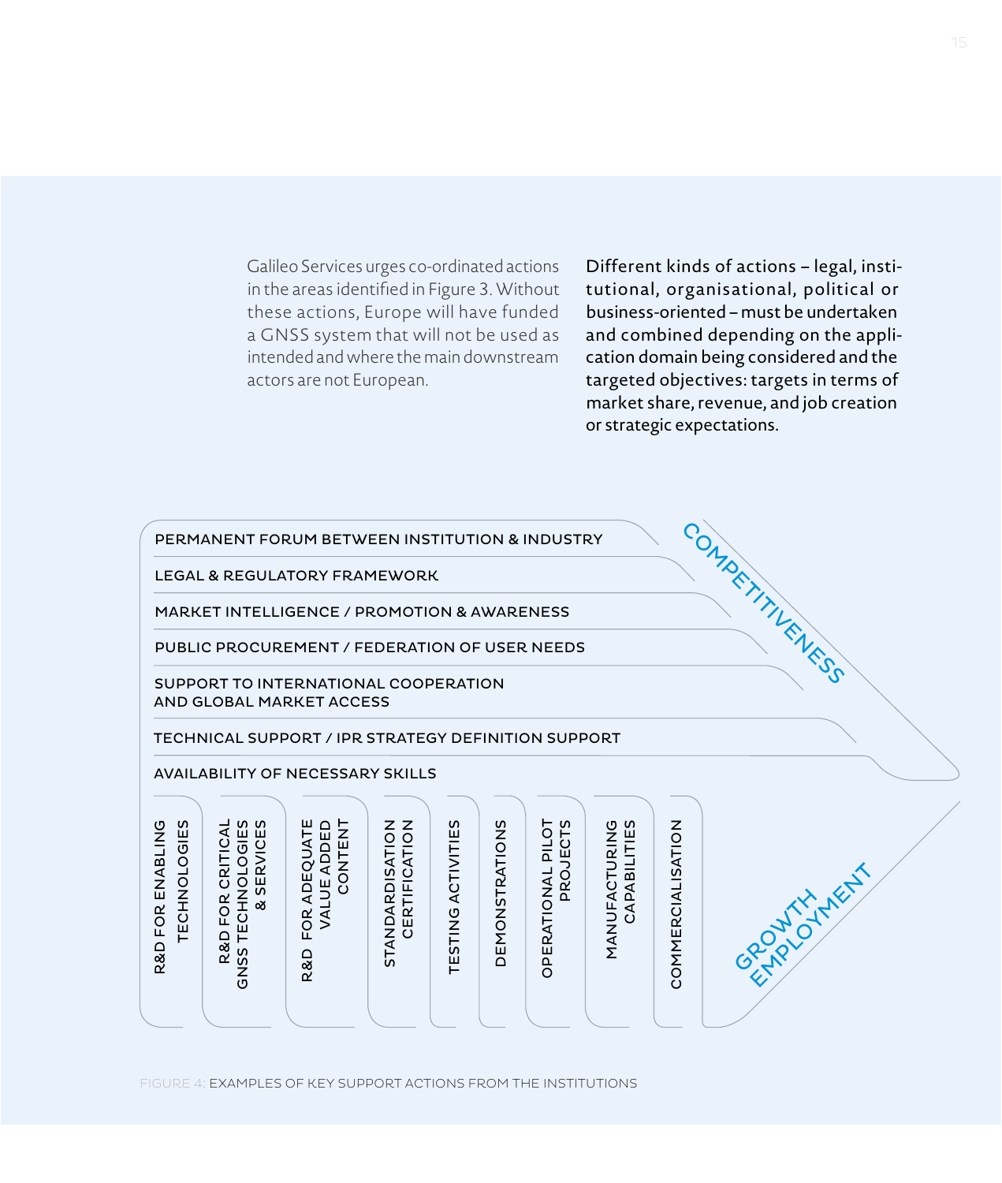Galileo Services urges co-ordinated actions in the areas identified in Figure 3. Without these actions, Europe will have funded a GNSS system that will not be used as intended and where the main downstream actors are not European.

Different kinds of actions – legal, institutional, organisational, political or business-oriented – must be undertaken and combined depending on the application domain being considered and the targeted objectives: targets in terms of market share, revenue, and job creation or strategic expectations.

PERMANENT FORUM BETWEEN INSTITUTION & INDUSTRY

LEGAL & REGULATORY FRAMEWORK

MARKET INTELLIGENCE / PROMOTION & AWARENESS

PUBLIC PROCUREMENT / FEDERATION OF USER NEEDS

SUPPORT TO INTERNATIONAL COOPERATION AND GLOBAL MARKET ACCESS

TECHNICAL SUPPORT / IPR STRATEGY DEFINITION SUPPORT

AVAILABILITY OF NECESSARY SKILLS

COMPETITIVENESS

R&D FOR ENABLING TECHNOLOGIES

R&D FOR CRITICAL GNSS TECHNOLOGIES & SERVICES

R&D FOR ADEQUATE VALUE ADDED CONTENT

STANDARDISATION CERTIFICATION

TESTING ACTIVITIES

DEMONSTRATIONS

OPERATIONAL PILOT PROJECTS

MANUFACTURING CAPABILITIES

COMMERCIALISATION

GROWTH EMPLOYMENT

FIGURE 4: EXAMPLES OF KEY SUPPORT ACTIONS FROM THE INSTITUTIONS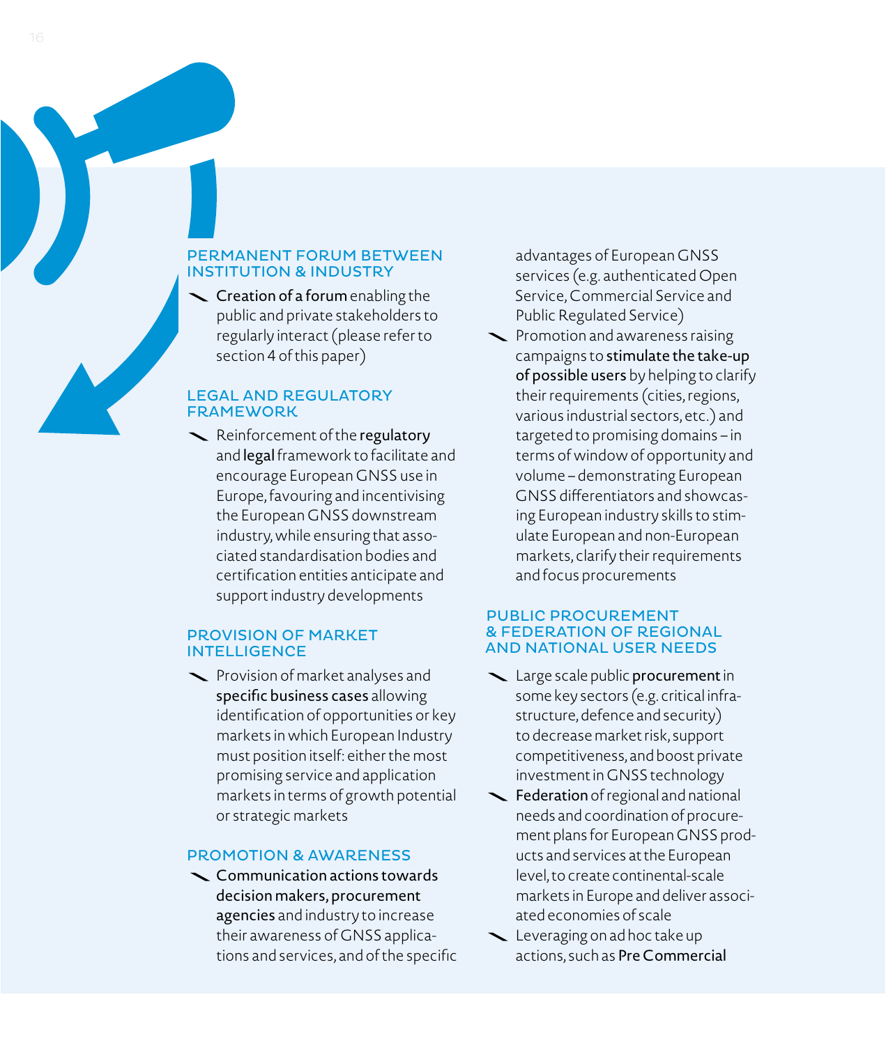### PERMANENT FORUM BETWEEN INSTITUTION & INDUSTRY

- **Creation of a forum** enabling the public and private stakeholders to regularly interact (please refer to section 4 of this paper)

### LEGAL AND REGULATORY FRAMEWORK

- Reinforcement of the **regulatory** and **legal** framework to facilitate and encourage European GNSS use in Europe, favouring and incentivising the European GNSS downstream industry, while ensuring that associated standardisation bodies and certification entities anticipate and support industry developments

### PROVISION OF MARKET INTELLIGENCE

- Provision of market analyses and **specific business cases** allowing identification of opportunities or key markets in which European Industry must position itself: either the most promising service and application markets in terms of growth potential or strategic markets

### PROMOTION & AWARENESS

- **Communication actions towards decision makers, procurement agencies** and industry to increase their awareness of GNSS applications and services, and of the specific advantages of European GNSS services (e.g. authenticated Open Service, Commercial Service and Public Regulated Service)
- Promotion and awareness raising campaigns to **stimulate the take-up of possible users** by helping to clarify their requirements (cities, regions, various industrial sectors, etc.) and targeted to promising domains – in terms of window of opportunity and volume – demonstrating European GNSS differentiators and showcasing European industry skills to stimulate European and non-European markets, clarify their requirements and focus procurements

### PUBLIC PROCUREMENT & FEDERATION OF REGIONAL AND NATIONAL USER NEEDS

- Large scale public **procurement** in some key sectors (e.g. critical infrastructure, defence and security) to decrease market risk, support competitiveness, and boost private investment in GNSS technology
- **Federation** of regional and national needs and coordination of procurement plans for European GNSS products and services at the European level, to create continental-scale markets in Europe and deliver associated economies of scale
- Leveraging on ad hoc take up actions, such as **Pre Commercial**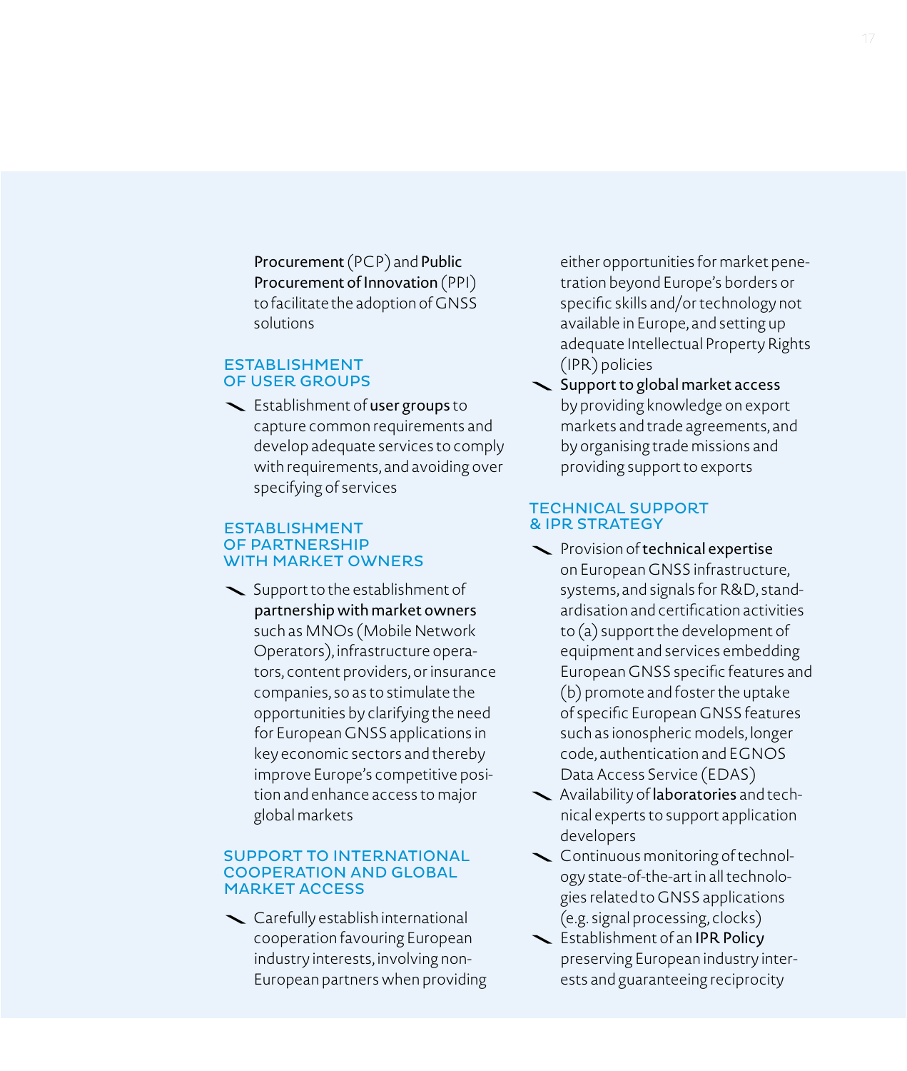**Procurement** (PCP) and **Public Procurement of Innovation** (PPI) to facilitate the adoption of GNSS solutions

### ESTABLISHMENT OF USER GROUPS

- Establishment of **user groups** to capture common requirements and develop adequate services to comply with requirements, and avoiding over specifying of services

### ESTABLISHMENT OF PARTNERSHIP WITH MARKET OWNERS

- Support to the establishment of **partnership with market owners** such as MNOs (Mobile Network Operators), infrastructure operators, content providers, or insurance companies, so as to stimulate the opportunities by clarifying the need for European GNSS applications in key economic sectors and thereby improve Europe's competitive position and enhance access to major global markets

### SUPPORT TO INTERNATIONAL COOPERATION AND GLOBAL MARKET ACCESS

- Carefully establish international cooperation favouring European industry interests, involving non-European partners when providing either opportunities for market penetration beyond Europe's borders or specific skills and/or technology not available in Europe, and setting up adequate Intellectual Property Rights (IPR) policies
- **Support to global market access** by providing knowledge on export markets and trade agreements, and by organising trade missions and providing support to exports

### TECHNICAL SUPPORT & IPR STRATEGY

- Provision of **technical expertise** on European GNSS infrastructure, systems, and signals for R&D, standardisation and certification activities to (a) support the development of equipment and services embedding European GNSS specific features and (b) promote and foster the uptake of specific European GNSS features such as ionospheric models, longer code, authentication and EGNOS Data Access Service (EDAS)
- Availability of **laboratories** and technical experts to support application developers
- Continuous monitoring of technology state-of-the-art in all technologies related to GNSS applications (e.g. signal processing, clocks)
- Establishment of an **IPR Policy** preserving European industry interests and guaranteeing reciprocity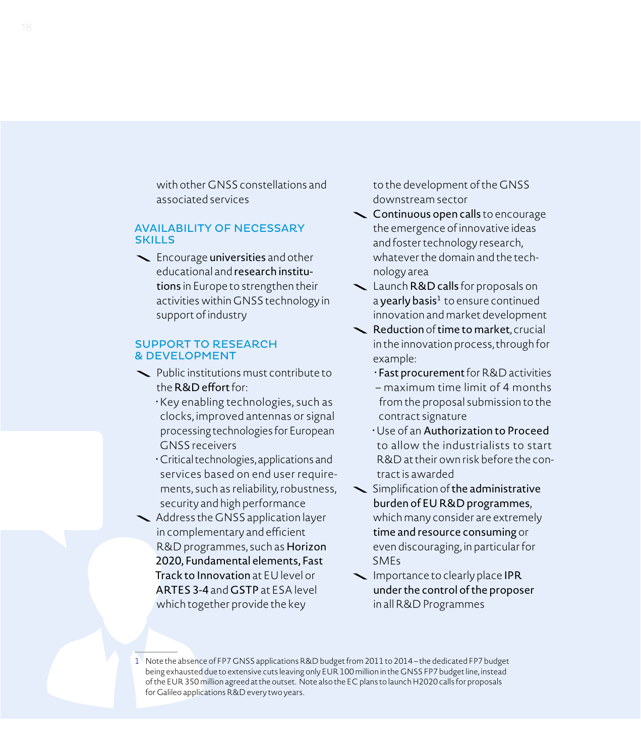with other GNSS constellations and associated services

## AVAILABILITY OF NECESSARY SKILLS

- Encourage **universities** and other educational and **research institutions** in Europe to strengthen their activities within GNSS technology in support of industry

## SUPPORT TO RESEARCH & DEVELOPMENT

- Public institutions must contribute to the **R&D effort** for:
  - Key enabling technologies, such as clocks, improved antennas or signal processing technologies for European GNSS receivers
  - Critical technologies, applications and services based on end user requirements, such as reliability, robustness, security and high performance
- Address the GNSS application layer in complementary and efficient R&D programmes, such as **Horizon 2020, Fundamental elements, Fast Track to Innovation** at EU level or **ARTES 3-4** and **GSTP** at ESA level which together provide the key to the development of the GNSS downstream sector
- **Continuous open calls** to encourage the emergence of innovative ideas and foster technology research, whatever the domain and the technology area
- Launch **R&D calls** for proposals on a **yearly basis**[1] to ensure continued innovation and market development
- **Reduction** of **time to market**, crucial in the innovation process, through for example:
  - **Fast procurement** for R&D activities – maximum time limit of 4 months from the proposal submission to the contract signature
  - Use of an **Authorization to Proceed** to allow the industrialists to start R&D at their own risk before the contract is awarded
- Simplification of **the administrative burden of EU R&D programmes**, which many consider are extremely **time and resource consuming** or even discouraging, in particular for SMEs
- Importance to clearly place **IPR under the control of the proposer** in all R&D Programmes

1 Note the absence of FP7 GNSS applications R&D budget from 2011 to 2014 – the dedicated FP7 budget being exhausted due to extensive cuts leaving only EUR 100 million in the GNSS FP7 budget line, instead of the EUR 350 million agreed at the outset. Note also the EC plans to launch H2020 calls for proposals for Galileo applications R&D every two years.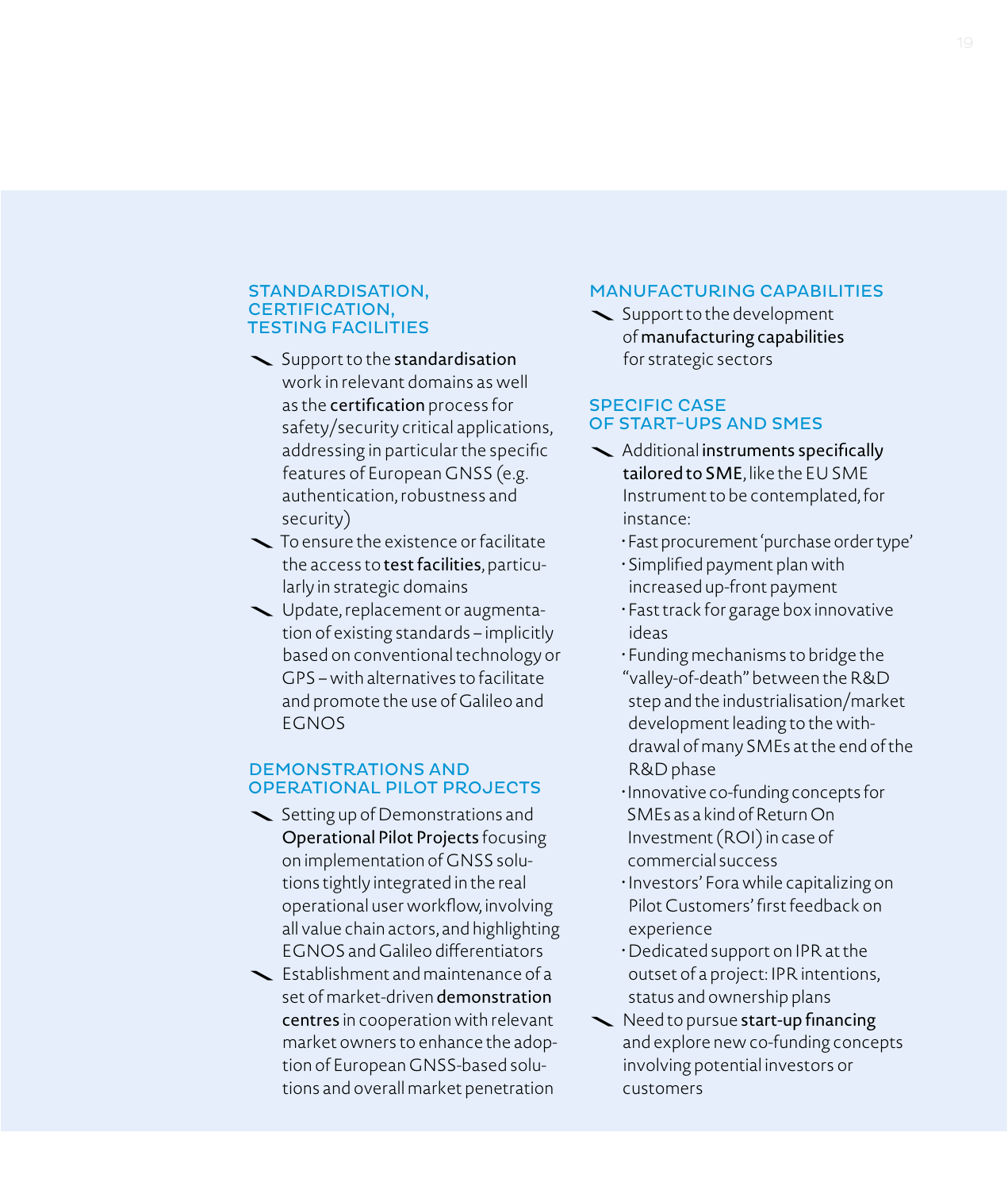### STANDARDISATION, CERTIFICATION, TESTING FACILITIES

- Support to the **standardisation** work in relevant domains as well as the **certification** process for safety/security critical applications, addressing in particular the specific features of European GNSS (e.g. authentication, robustness and security)
- To ensure the existence or facilitate the access to **test facilities**, particularly in strategic domains
- Update, replacement or augmentation of existing standards – implicitly based on conventional technology or GPS – with alternatives to facilitate and promote the use of Galileo and EGNOS

### DEMONSTRATIONS AND OPERATIONAL PILOT PROJECTS

- Setting up of Demonstrations and **Operational Pilot Projects** focusing on implementation of GNSS solutions tightly integrated in the real operational user workflow, involving all value chain actors, and highlighting EGNOS and Galileo differentiators
- Establishment and maintenance of a set of market-driven **demonstration centres** in cooperation with relevant market owners to enhance the adoption of European GNSS-based solutions and overall market penetration

### MANUFACTURING CAPABILITIES

- Support to the development of **manufacturing capabilities** for strategic sectors

### SPECIFIC CASE OF START-UPS AND SMES

- Additional **instruments specifically tailored to SME**, like the EU SME Instrument to be contemplated, for instance:
  - Fast procurement 'purchase order type'
  - Simplified payment plan with increased up-front payment
  - Fast track for garage box innovative ideas
  - Funding mechanisms to bridge the "valley-of-death" between the R&D step and the industrialisation/market development leading to the withdrawal of many SMEs at the end of the R&D phase
  - Innovative co-funding concepts for SMEs as a kind of Return On Investment (ROI) in case of commercial success
  - Investors' Fora while capitalizing on Pilot Customers' first feedback on experience
  - Dedicated support on IPR at the outset of a project: IPR intentions, status and ownership plans
- Need to pursue **start-up financing** and explore new co-funding concepts involving potential investors or customers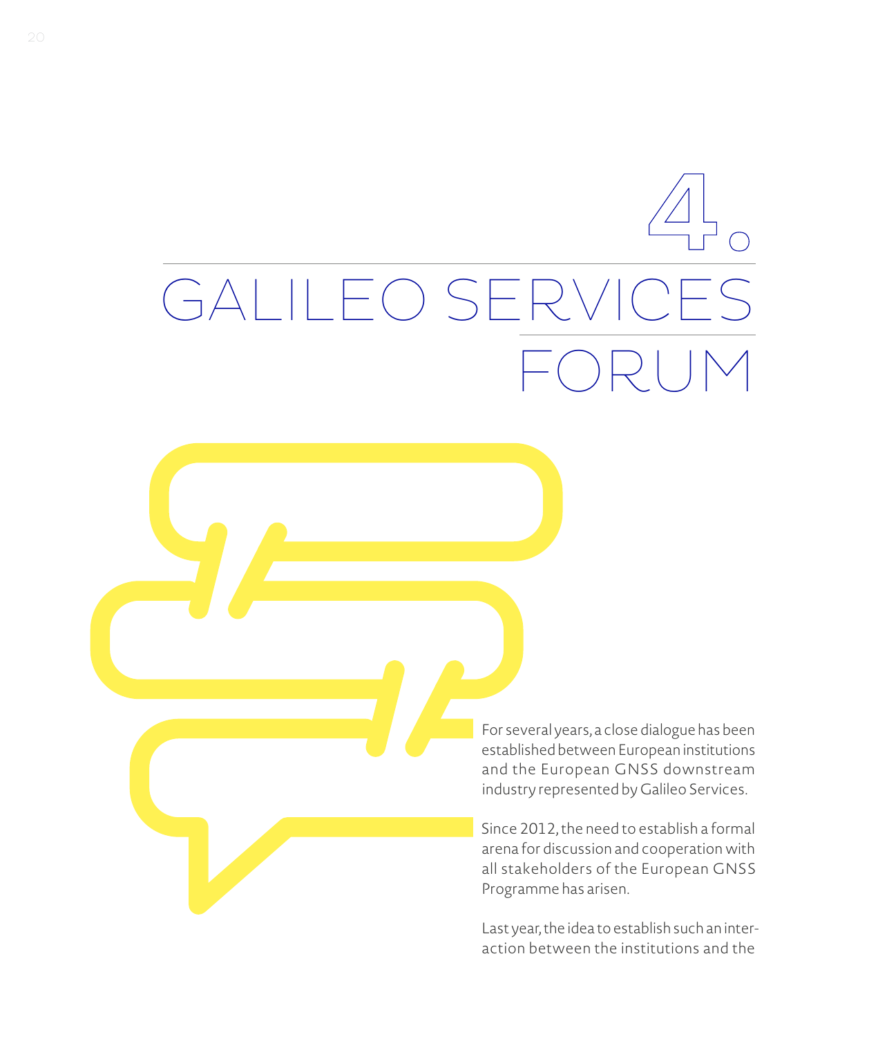# 4. GALILEO SERVICES FORUM

For several years, a close dialogue has been established between European institutions and the European GNSS downstream industry represented by Galileo Services.

Since 2012, the need to establish a formal arena for discussion and cooperation with all stakeholders of the European GNSS Programme has arisen.

Last year, the idea to establish such an interaction between the institutions and the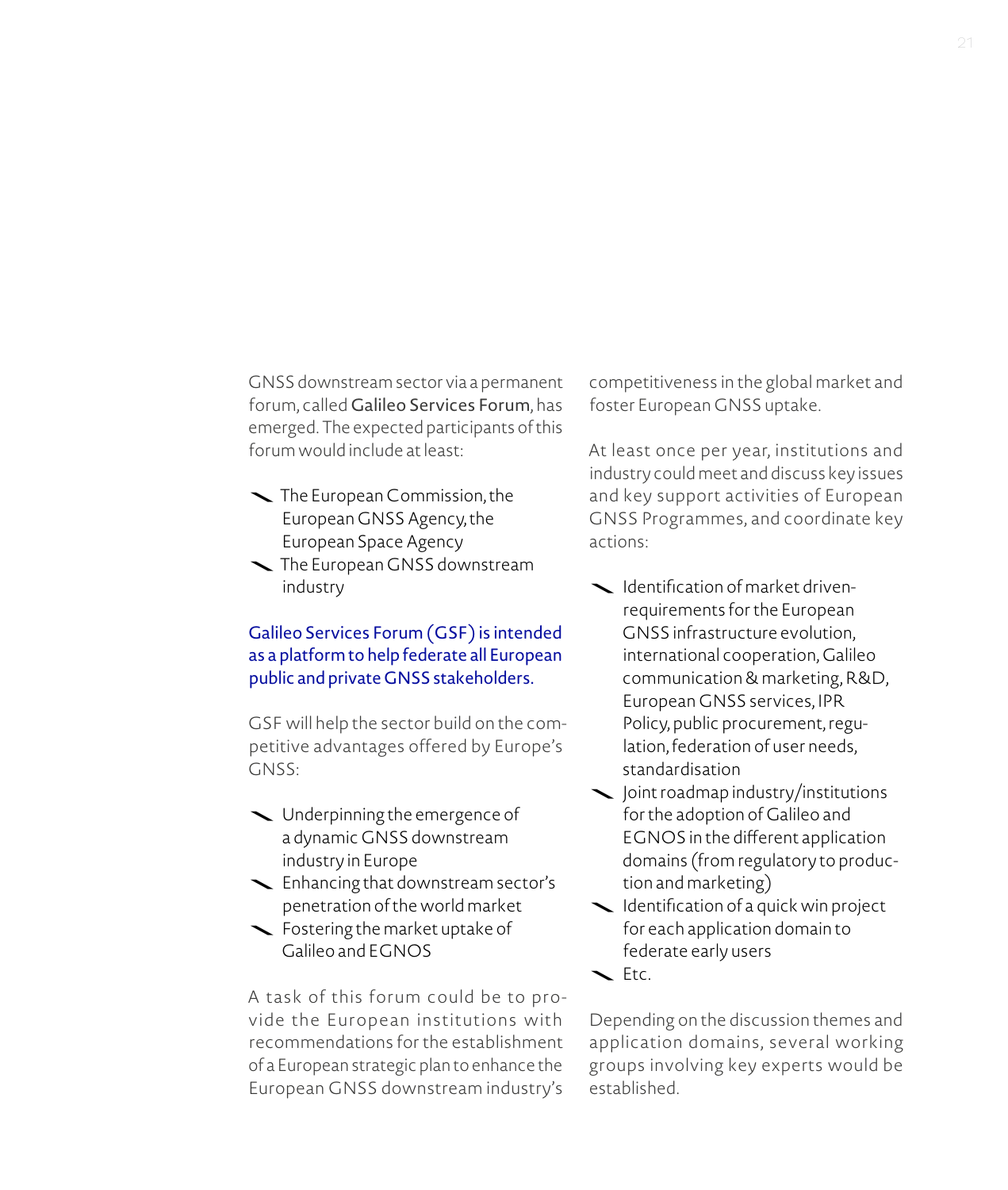GNSS downstream sector via a permanent forum, called **Galileo Services Forum**, has emerged. The expected participants of this forum would include at least:

- The European Commission, the European GNSS Agency, the European Space Agency
- The European GNSS downstream industry

Galileo Services Forum (GSF) is intended as a platform to help federate all European public and private GNSS stakeholders.

GSF will help the sector build on the competitive advantages offered by Europe's GNSS:

- Underpinning the emergence of a dynamic GNSS downstream industry in Europe
- Enhancing that downstream sector's penetration of the world market
- Fostering the market uptake of Galileo and EGNOS

A task of this forum could be to provide the European institutions with recommendations for the establishment of a European strategic plan to enhance the European GNSS downstream industry's competitiveness in the global market and foster European GNSS uptake.

At least once per year, institutions and industry could meet and discuss key issues and key support activities of European GNSS Programmes, and coordinate key actions:

- Identification of market driven-requirements for the European GNSS infrastructure evolution, international cooperation, Galileo communication & marketing, R&D, European GNSS services, IPR Policy, public procurement, regulation, federation of user needs, standardisation
- Joint roadmap industry/institutions for the adoption of Galileo and EGNOS in the different application domains (from regulatory to production and marketing)
- Identification of a quick win project for each application domain to federate early users
- Etc.

Depending on the discussion themes and application domains, several working groups involving key experts would be established.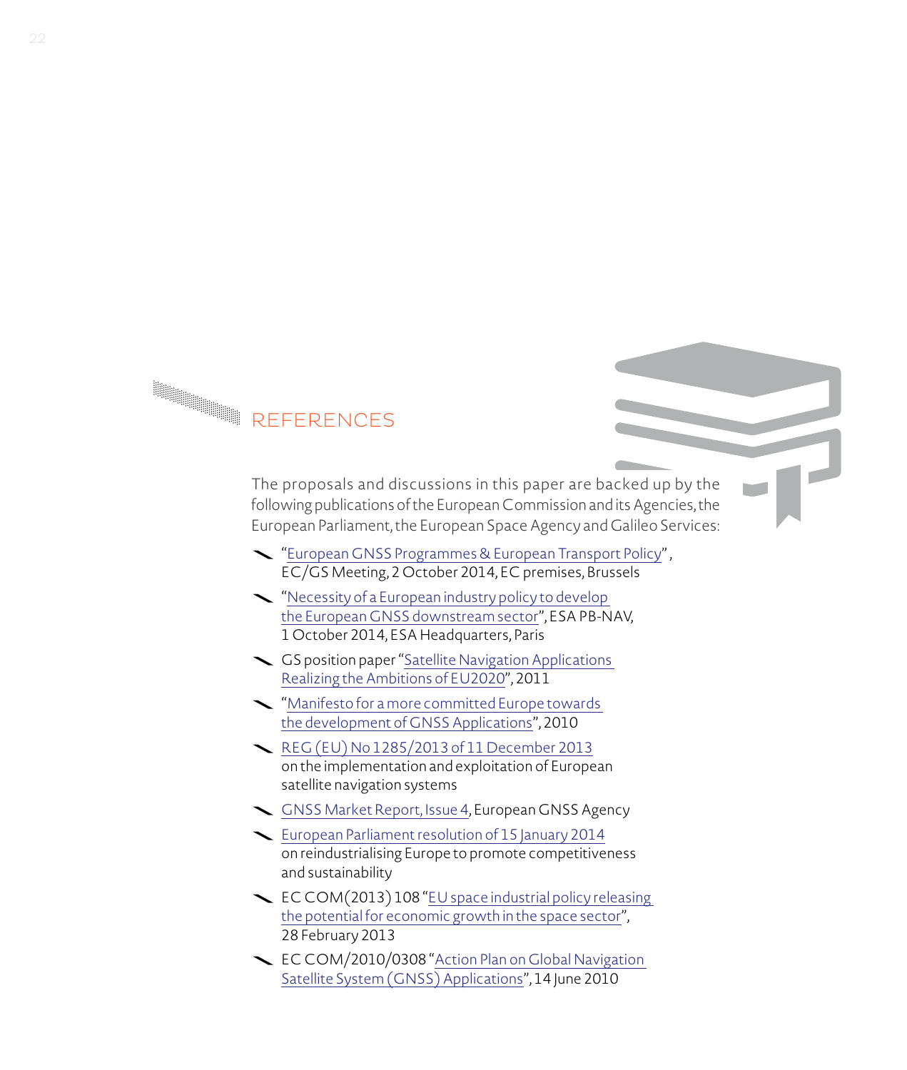## REFERENCES

The proposals and discussions in this paper are backed up by the following publications of the European Commission and its Agencies, the European Parliament, the European Space Agency and Galileo Services:

- "European GNSS Programmes & European Transport Policy", EC/GS Meeting, 2 October 2014, EC premises, Brussels
- "Necessity of a European industry policy to develop the European GNSS downstream sector", ESA PB-NAV, 1 October 2014, ESA Headquarters, Paris
- GS position paper "Satellite Navigation Applications Realizing the Ambitions of EU2020", 2011
- "Manifesto for a more committed Europe towards the development of GNSS Applications", 2010
- REG (EU) No 1285/2013 of 11 December 2013 on the implementation and exploitation of European satellite navigation systems
- GNSS Market Report, Issue 4, European GNSS Agency
- European Parliament resolution of 15 January 2014 on reindustrialising Europe to promote competitiveness and sustainability
- EC COM(2013) 108 "EU space industrial policy releasing the potential for economic growth in the space sector", 28 February 2013
- EC COM/2010/0308 "Action Plan on Global Navigation Satellite System (GNSS) Applications", 14 June 2010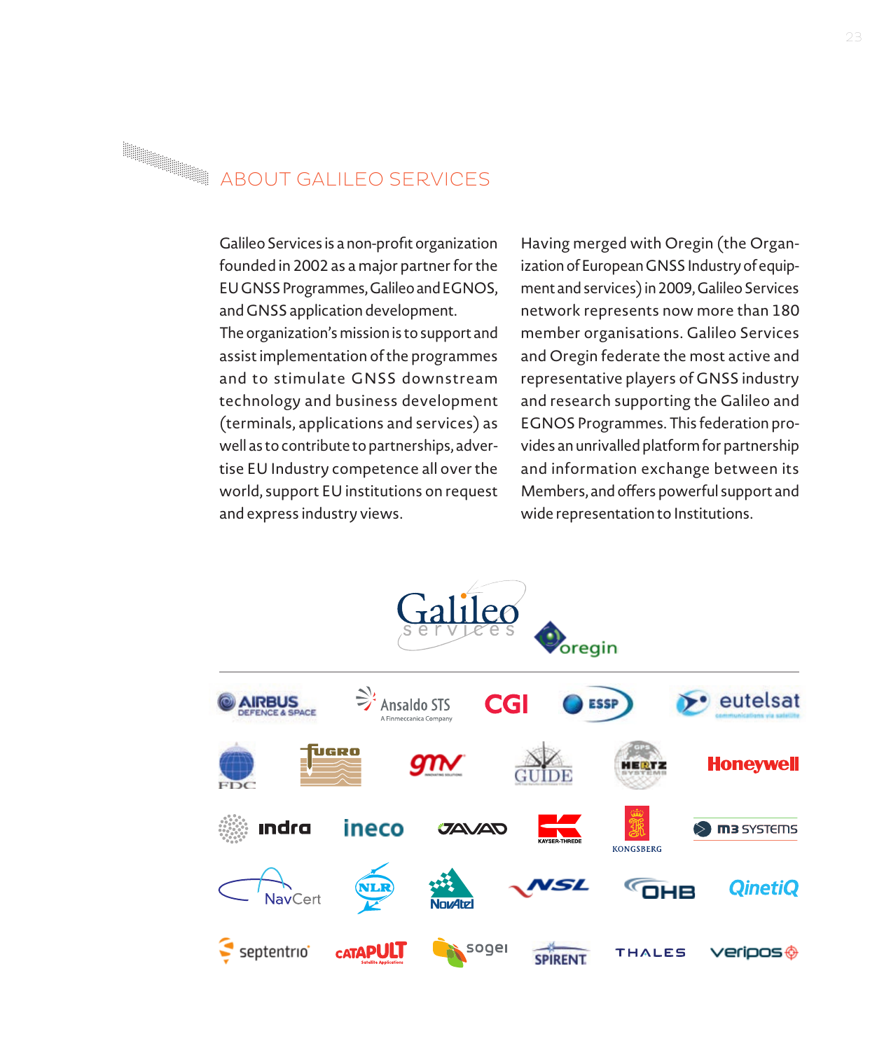## ABOUT GALILEO SERVICES

Galileo Services is a non-profit organization founded in 2002 as a major partner for the EU GNSS Programmes, Galileo and EGNOS, and GNSS application development.
The organization's mission is to support and assist implementation of the programmes and to stimulate GNSS downstream technology and business development (terminals, applications and services) as well as to contribute to partnerships, advertise EU Industry competence all over the world, support EU institutions on request and express industry views.

Having merged with Oregin (the Organization of European GNSS Industry of equipment and services) in 2009, Galileo Services network represents now more than 180 member organisations. Galileo Services and Oregin federate the most active and representative players of GNSS industry and research supporting the Galileo and EGNOS Programmes. This federation provides an unrivalled platform for partnership and information exchange between its Members, and offers powerful support and wide representation to Institutions.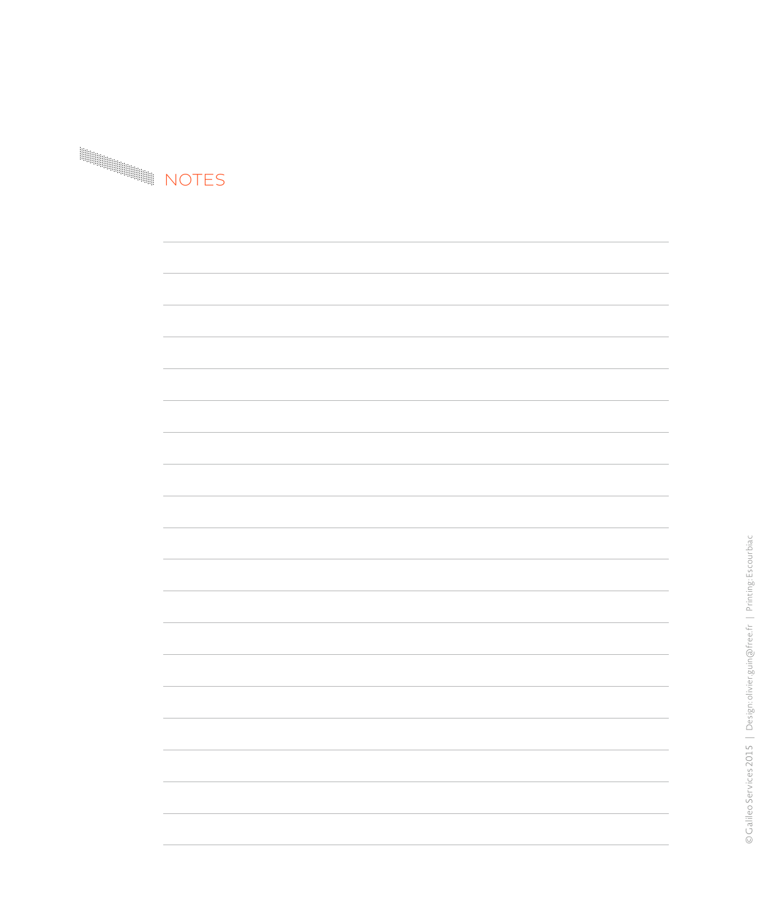# NOTES

©Galileo Services 2015 | Design: olivier.guin@free.fr | Printing: Escourbiac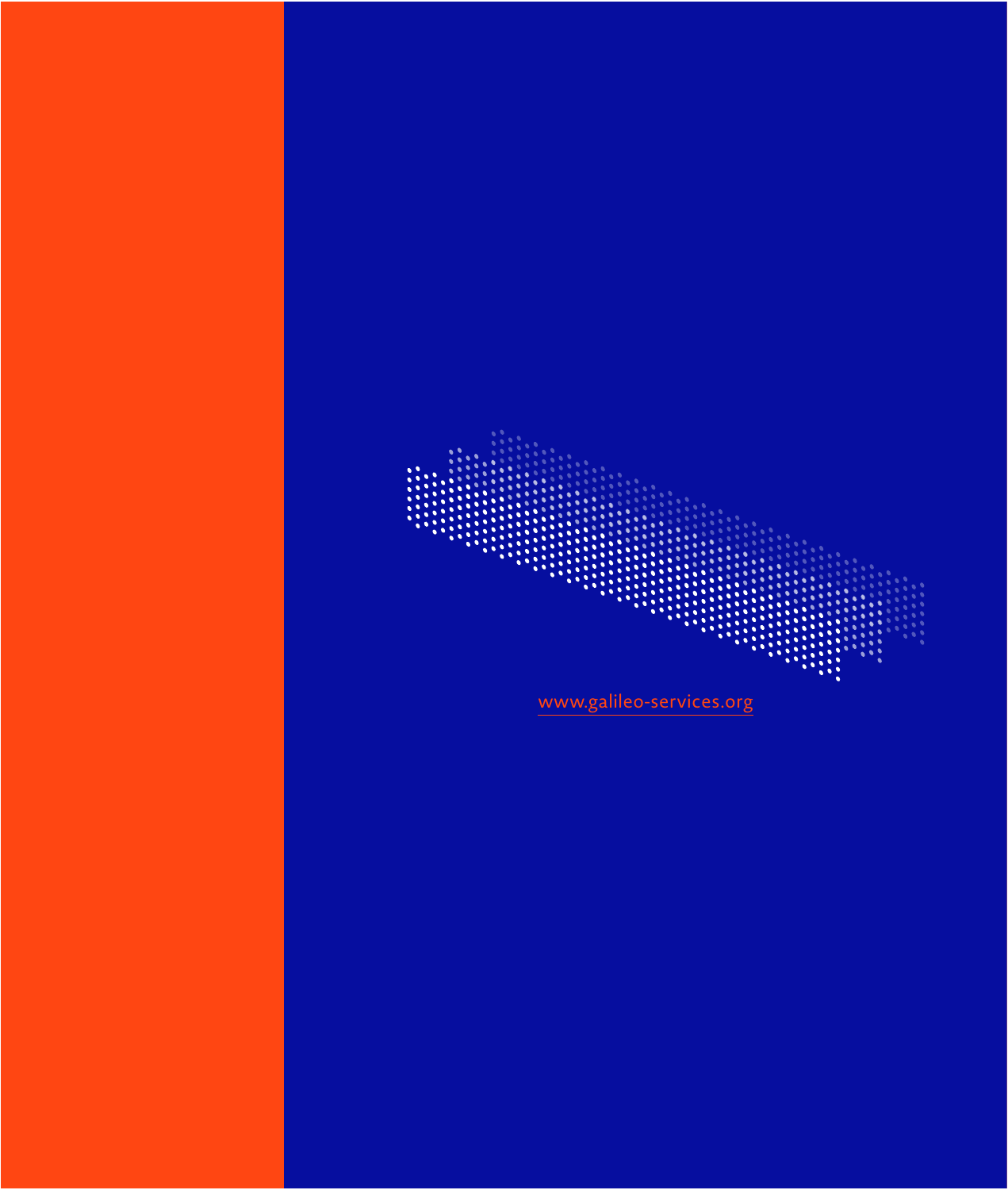www.galileo-services.org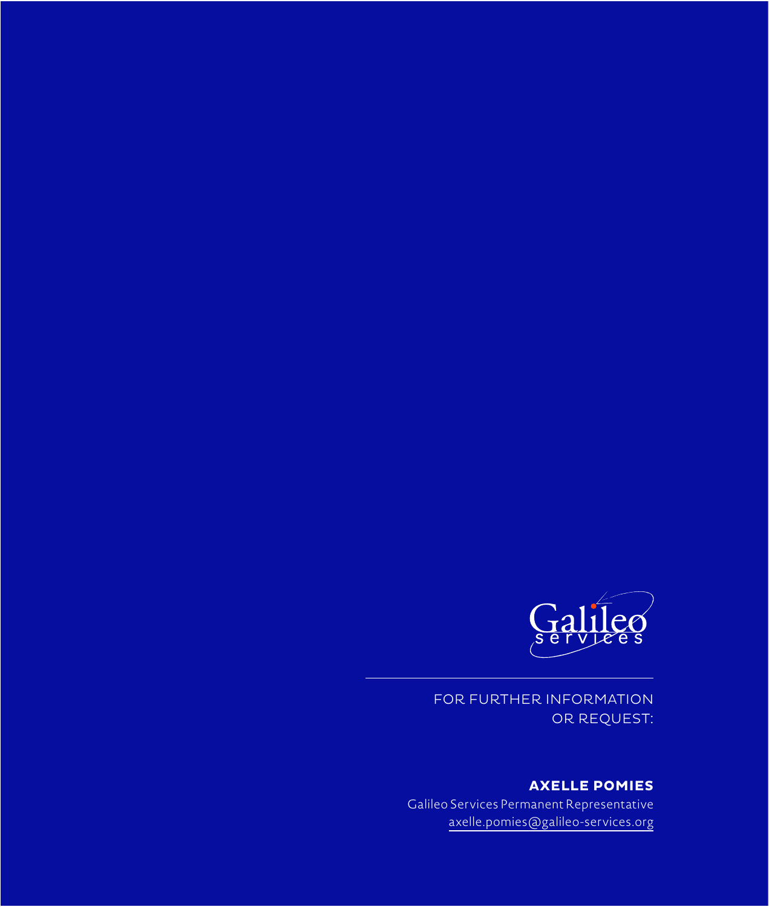Galileo services

FOR FURTHER INFORMATION OR REQUEST:

**AXELLE POMIES**

Galileo Services Permanent Representative

axelle.pomies@galileo-services.org